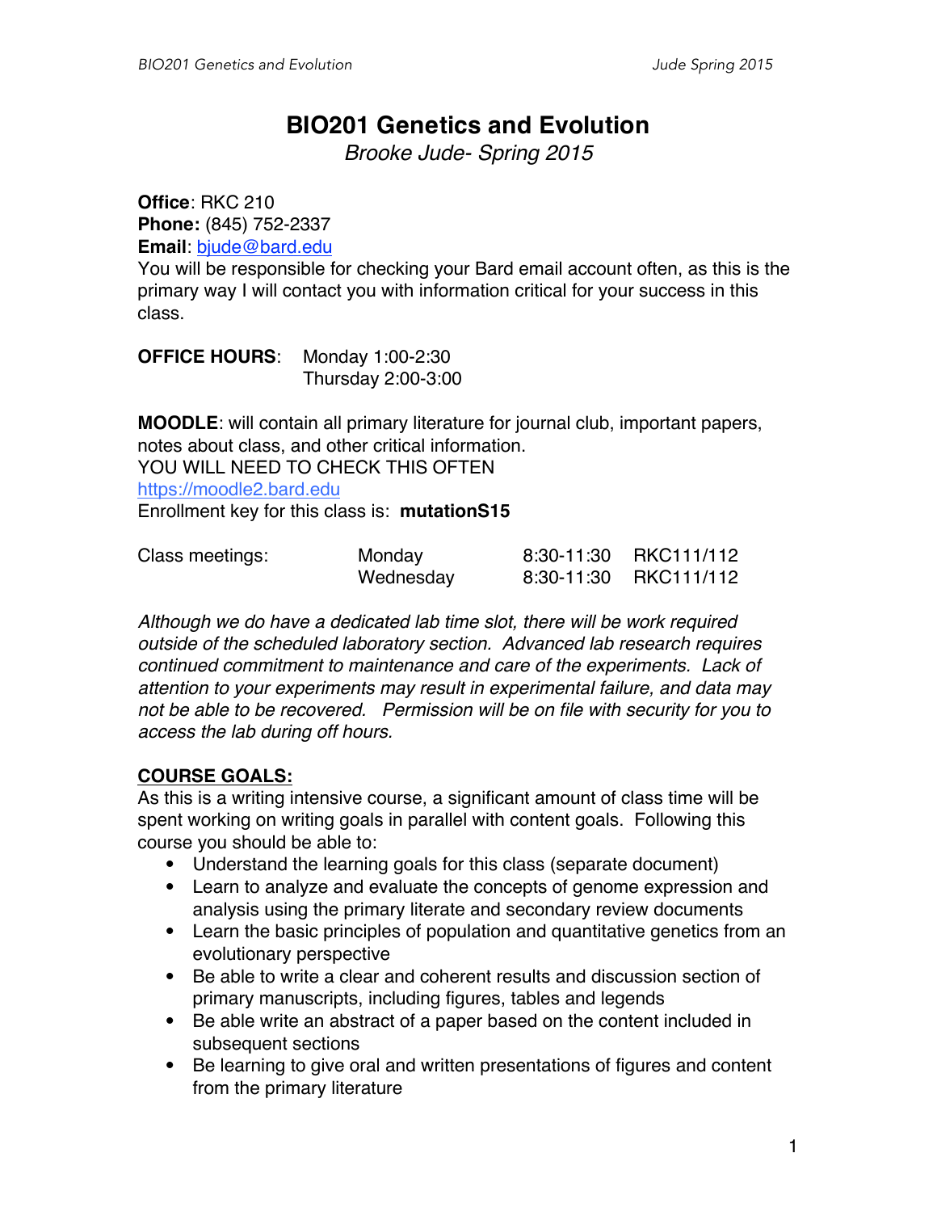# BIO201 Genetics and Evolution

*Brooke Jude- Spring 2015*

**Office**: RKC 210
**Phone:** (845) 752-2337
**Email**: bjude@bard.edu
You will be responsible for checking your Bard email account often, as this is the primary way I will contact you with information critical for your success in this class.

**OFFICE HOURS**: Monday 1:00-2:30
Thursday 2:00-3:00

**MOODLE**: will contain all primary literature for journal club, important papers, notes about class, and other critical information.
YOU WILL NEED TO CHECK THIS OFTEN
https://moodle2.bard.edu
Enrollment key for this class is: **mutationS15**

| Class meetings: | Monday | 8:30-11:30 | RKC111/112 |
|---|---|---|---|
| | Wednesday | 8:30-11:30 | RKC111/112 |

*Although we do have a dedicated lab time slot, there will be work required outside of the scheduled laboratory section. Advanced lab research requires continued commitment to maintenance and care of the experiments. Lack of attention to your experiments may result in experimental failure, and data may not be able to be recovered. Permission will be on file with security for you to access the lab during off hours.*

## COURSE GOALS:

As this is a writing intensive course, a significant amount of class time will be spent working on writing goals in parallel with content goals. Following this course you should be able to:

- Understand the learning goals for this class (separate document)
- Learn to analyze and evaluate the concepts of genome expression and analysis using the primary literate and secondary review documents
- Learn the basic principles of population and quantitative genetics from an evolutionary perspective
- Be able to write a clear and coherent results and discussion section of primary manuscripts, including figures, tables and legends
- Be able write an abstract of a paper based on the content included in subsequent sections
- Be learning to give oral and written presentations of figures and content from the primary literature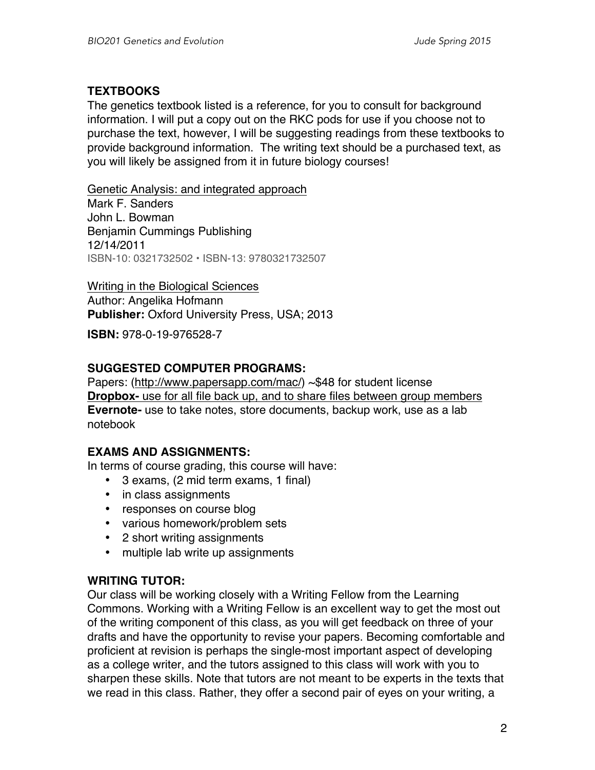## TEXTBOOKS

The genetics textbook listed is a reference, for you to consult for background information. I will put a copy out on the RKC pods for use if you choose not to purchase the text, however, I will be suggesting readings from these textbooks to provide background information. The writing text should be a purchased text, as you will likely be assigned from it in future biology courses!

<u>Genetic Analysis: and integrated approach</u>
Mark F. Sanders
John L. Bowman
Benjamin Cummings Publishing
12/14/2011
ISBN-10: 0321732502 • ISBN-13: 9780321732507

<u>Writing in the Biological Sciences</u>
Author: Angelika Hofmann
**Publisher:** Oxford University Press, USA; 2013

**ISBN:** 978-0-19-976528-7

## SUGGESTED COMPUTER PROGRAMS:

Papers: (http://www.papersapp.com/mac/) ~$48 for student license
**Dropbox-** <u>use for all file back up, and to share files between group members</u>
**Evernote-** use to take notes, store documents, backup work, use as a lab notebook

## EXAMS AND ASSIGNMENTS:

In terms of course grading, this course will have:

- 3 exams, (2 mid term exams, 1 final)
- in class assignments
- responses on course blog
- various homework/problem sets
- 2 short writing assignments
- multiple lab write up assignments

## WRITING TUTOR:

Our class will be working closely with a Writing Fellow from the Learning Commons. Working with a Writing Fellow is an excellent way to get the most out of the writing component of this class, as you will get feedback on three of your drafts and have the opportunity to revise your papers. Becoming comfortable and proficient at revision is perhaps the single-most important aspect of developing as a college writer, and the tutors assigned to this class will work with you to sharpen these skills. Note that tutors are not meant to be experts in the texts that we read in this class. Rather, they offer a second pair of eyes on your writing, a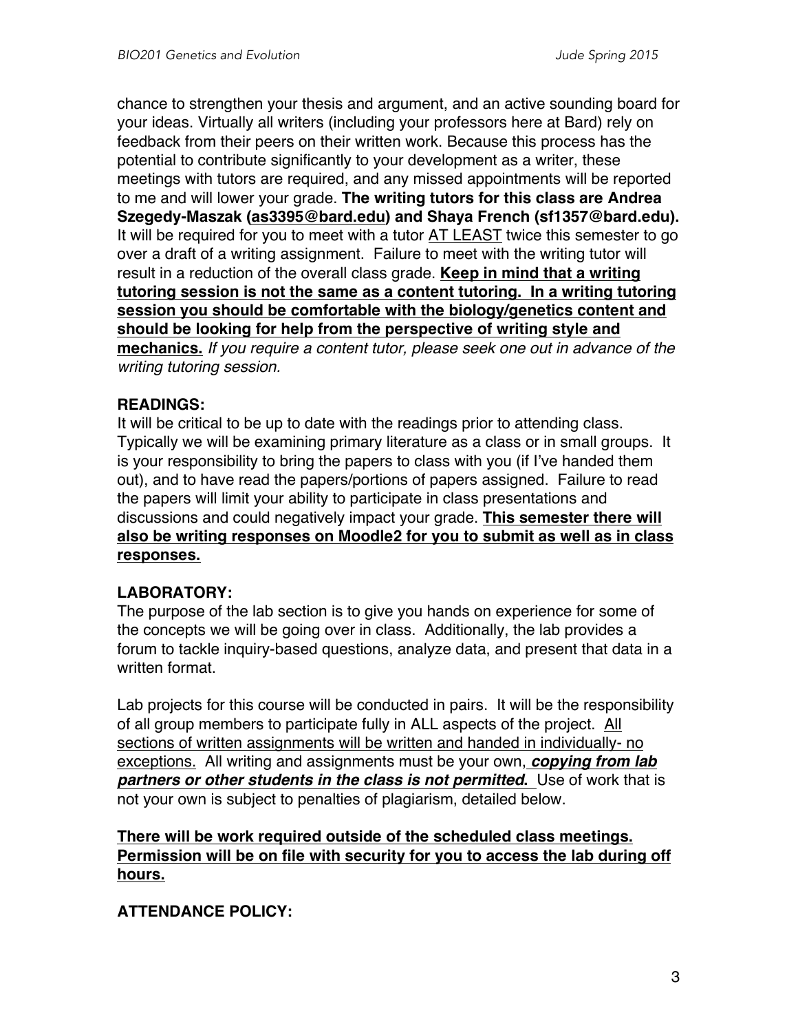chance to strengthen your thesis and argument, and an active sounding board for your ideas. Virtually all writers (including your professors here at Bard) rely on feedback from their peers on their written work. Because this process has the potential to contribute significantly to your development as a writer, these meetings with tutors are required, and any missed appointments will be reported to me and will lower your grade. **The writing tutors for this class are Andrea Szegedy-Maszak (as3395@bard.edu) and Shaya French (sf1357@bard.edu).** It will be required for you to meet with a tutor AT LEAST twice this semester to go over a draft of a writing assignment. Failure to meet with the writing tutor will result in a reduction of the overall class grade. **Keep in mind that a writing tutoring session is not the same as a content tutoring. In a writing tutoring session you should be comfortable with the biology/genetics content and should be looking for help from the perspective of writing style and mechanics.** *If you require a content tutor, please seek one out in advance of the writing tutoring session.*

## READINGS:

It will be critical to be up to date with the readings prior to attending class. Typically we will be examining primary literature as a class or in small groups. It is your responsibility to bring the papers to class with you (if I've handed them out), and to have read the papers/portions of papers assigned. Failure to read the papers will limit your ability to participate in class presentations and discussions and could negatively impact your grade. **This semester there will also be writing responses on Moodle2 for you to submit as well as in class responses.**

## LABORATORY:

The purpose of the lab section is to give you hands on experience for some of the concepts we will be going over in class. Additionally, the lab provides a forum to tackle inquiry-based questions, analyze data, and present that data in a written format.

Lab projects for this course will be conducted in pairs. It will be the responsibility of all group members to participate fully in ALL aspects of the project. All sections of written assignments will be written and handed in individually- no exceptions. All writing and assignments must be your own, ***copying from lab partners or other students in the class is not permitted***. Use of work that is not your own is subject to penalties of plagiarism, detailed below.

**There will be work required outside of the scheduled class meetings. Permission will be on file with security for you to access the lab during off hours.**

## ATTENDANCE POLICY: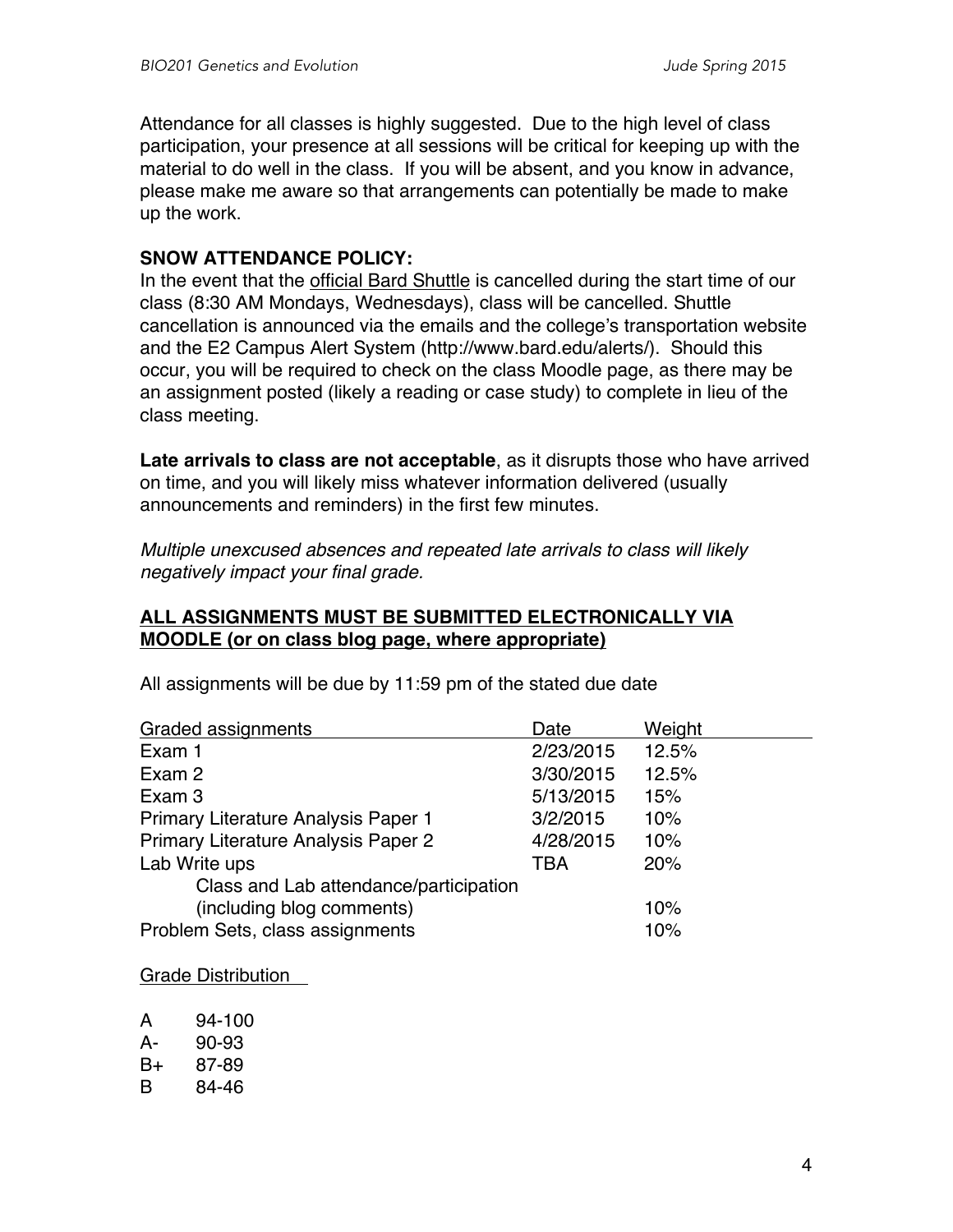Attendance for all classes is highly suggested. Due to the high level of class participation, your presence at all sessions will be critical for keeping up with the material to do well in the class. If you will be absent, and you know in advance, please make me aware so that arrangements can potentially be made to make up the work.

**SNOW ATTENDANCE POLICY:**

In the event that the official Bard Shuttle is cancelled during the start time of our class (8:30 AM Mondays, Wednesdays), class will be cancelled. Shuttle cancellation is announced via the emails and the college's transportation website and the E2 Campus Alert System (http://www.bard.edu/alerts/). Should this occur, you will be required to check on the class Moodle page, as there may be an assignment posted (likely a reading or case study) to complete in lieu of the class meeting.

**Late arrivals to class are not acceptable**, as it disrupts those who have arrived on time, and you will likely miss whatever information delivered (usually announcements and reminders) in the first few minutes.

*Multiple unexcused absences and repeated late arrivals to class will likely negatively impact your final grade.*

**ALL ASSIGNMENTS MUST BE SUBMITTED ELECTRONICALLY VIA MOODLE (or on class blog page, where appropriate)**

All assignments will be due by 11:59 pm of the stated due date

| Graded assignments | Date | Weight |
|---|---|---|
| Exam 1 | 2/23/2015 | 12.5% |
| Exam 2 | 3/30/2015 | 12.5% |
| Exam 3 | 5/13/2015 | 15% |
| Primary Literature Analysis Paper 1 | 3/2/2015 | 10% |
| Primary Literature Analysis Paper 2 | 4/28/2015 | 10% |
| Lab Write ups | TBA | 20% |
| Class and Lab attendance/participation (including blog comments) | | 10% |
| Problem Sets, class assignments | | 10% |

Grade Distribution

| | |
|---|---|
| A | 94-100 |
| A- | 90-93 |
| B+ | 87-89 |
| B | 84-46 |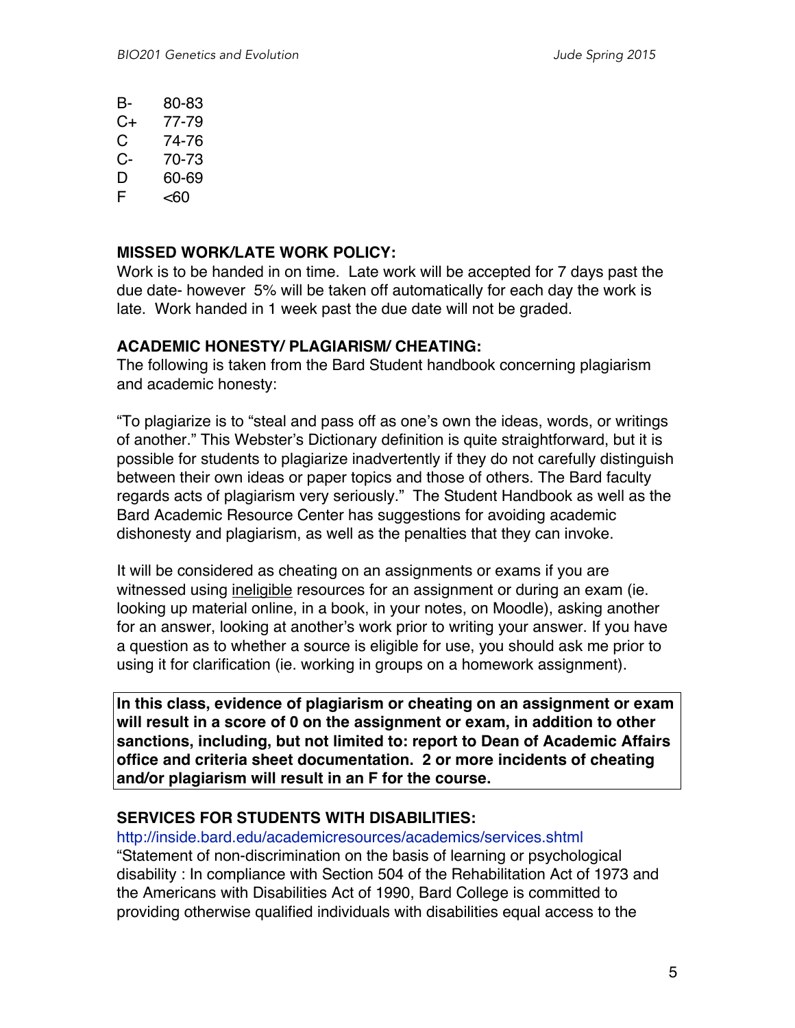| | |
|---|---|
| B- | 80-83 |
| C+ | 77-79 |
| C | 74-76 |
| C- | 70-73 |
| D | 60-69 |
| F | <60 |

**MISSED WORK/LATE WORK POLICY:**

Work is to be handed in on time. Late work will be accepted for 7 days past the due date- however 5% will be taken off automatically for each day the work is late. Work handed in 1 week past the due date will not be graded.

**ACADEMIC HONESTY/ PLAGIARISM/ CHEATING:**

The following is taken from the Bard Student handbook concerning plagiarism and academic honesty:

"To plagiarize is to "steal and pass off as one's own the ideas, words, or writings of another." This Webster's Dictionary definition is quite straightforward, but it is possible for students to plagiarize inadvertently if they do not carefully distinguish between their own ideas or paper topics and those of others. The Bard faculty regards acts of plagiarism very seriously." The Student Handbook as well as the Bard Academic Resource Center has suggestions for avoiding academic dishonesty and plagiarism, as well as the penalties that they can invoke.

It will be considered as cheating on an assignments or exams if you are witnessed using <u>ineligible</u> resources for an assignment or during an exam (ie. looking up material online, in a book, in your notes, on Moodle), asking another for an answer, looking at another's work prior to writing your answer. If you have a question as to whether a source is eligible for use, you should ask me prior to using it for clarification (ie. working in groups on a homework assignment).

**In this class, evidence of plagiarism or cheating on an assignment or exam will result in a score of 0 on the assignment or exam, in addition to other sanctions, including, but not limited to: report to Dean of Academic Affairs office and criteria sheet documentation. 2 or more incidents of cheating and/or plagiarism will result in an F for the course.**

**SERVICES FOR STUDENTS WITH DISABILITIES:**

http://inside.bard.edu/academicresources/academics/services.shtml

"Statement of non-discrimination on the basis of learning or psychological disability : In compliance with Section 504 of the Rehabilitation Act of 1973 and the Americans with Disabilities Act of 1990, Bard College is committed to providing otherwise qualified individuals with disabilities equal access to the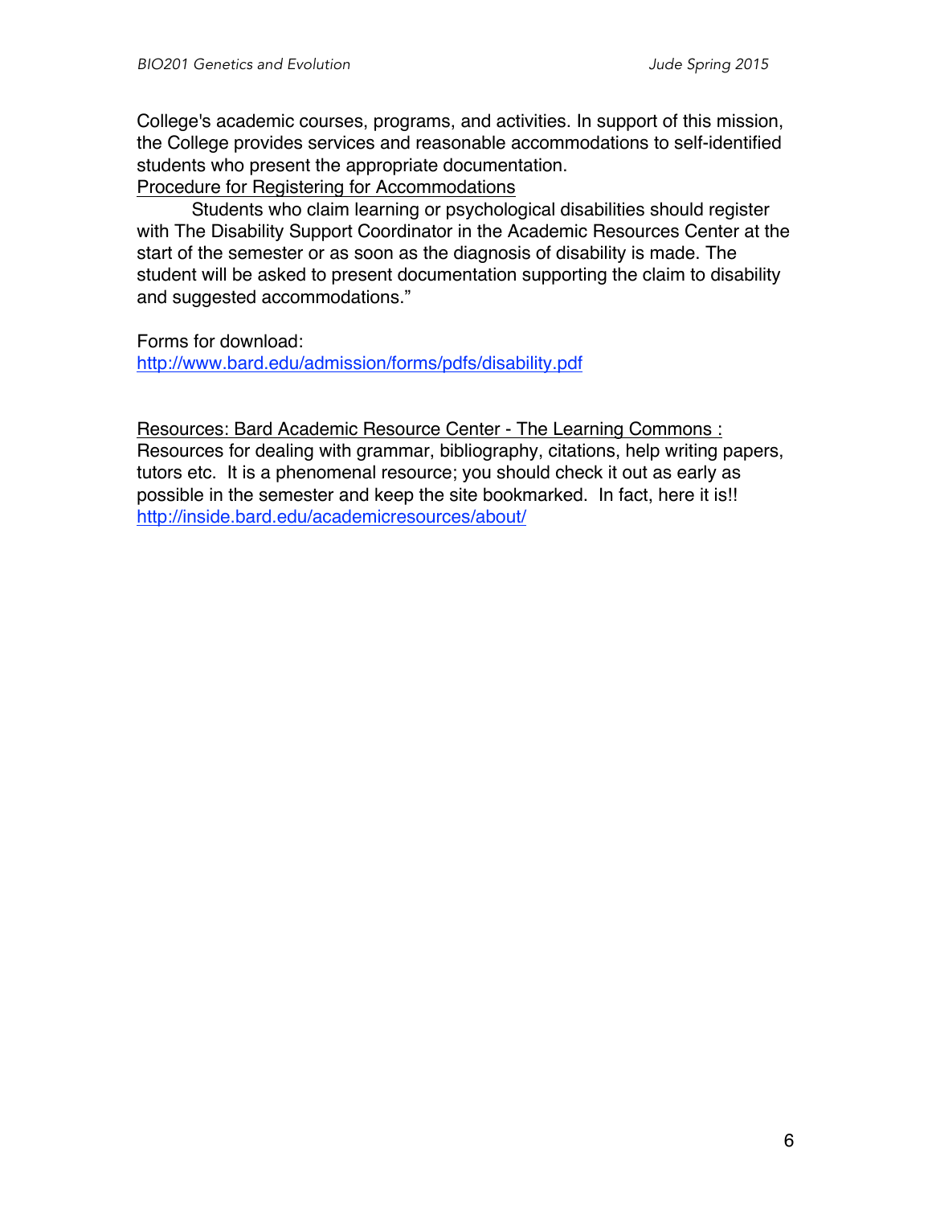College's academic courses, programs, and activities. In support of this mission, the College provides services and reasonable accommodations to self-identified students who present the appropriate documentation.

Procedure for Registering for Accommodations

Students who claim learning or psychological disabilities should register with The Disability Support Coordinator in the Academic Resources Center at the start of the semester or as soon as the diagnosis of disability is made. The student will be asked to present documentation supporting the claim to disability and suggested accommodations."

Forms for download:
http://www.bard.edu/admission/forms/pdfs/disability.pdf

Resources: Bard Academic Resource Center - The Learning Commons :
Resources for dealing with grammar, bibliography, citations, help writing papers, tutors etc. It is a phenomenal resource; you should check it out as early as possible in the semester and keep the site bookmarked. In fact, here it is!!
http://inside.bard.edu/academicresources/about/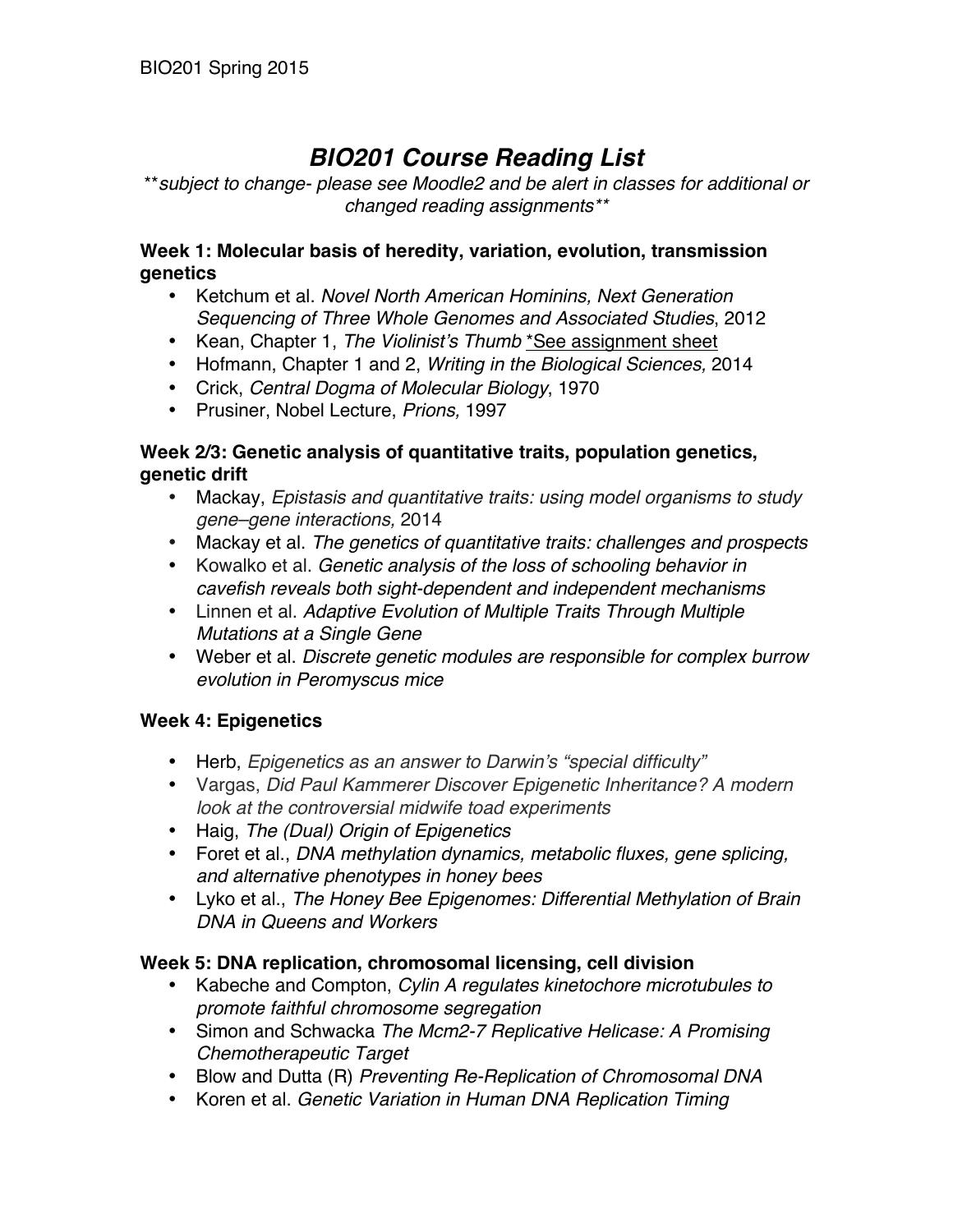# *BIO201 Course Reading List*

*\*\*subject to change- please see Moodle2 and be alert in classes for additional or changed reading assignments\*\**

### Week 1: Molecular basis of heredity, variation, evolution, transmission genetics

- Ketchum et al. *Novel North American Hominins, Next Generation Sequencing of Three Whole Genomes and Associated Studies*, 2012
- Kean, Chapter 1, *The Violinist's Thumb* *See assignment sheet
- Hofmann, Chapter 1 and 2, *Writing in the Biological Sciences,* 2014
- Crick, *Central Dogma of Molecular Biology*, 1970
- Prusiner, Nobel Lecture, *Prions,* 1997

### Week 2/3: Genetic analysis of quantitative traits, population genetics, genetic drift

- Mackay, *Epistasis and quantitative traits: using model organisms to study gene–gene interactions,* 2014
- Mackay et al. *The genetics of quantitative traits: challenges and prospects*
- Kowalko et al. *Genetic analysis of the loss of schooling behavior in cavefish reveals both sight-dependent and independent mechanisms*
- Linnen et al. *Adaptive Evolution of Multiple Traits Through Multiple Mutations at a Single Gene*
- Weber et al. *Discrete genetic modules are responsible for complex burrow evolution in Peromyscus mice*

### Week 4: Epigenetics

- Herb, *Epigenetics as an answer to Darwin's "special difficulty"*
- Vargas, *Did Paul Kammerer Discover Epigenetic Inheritance? A modern look at the controversial midwife toad experiments*
- Haig, *The (Dual) Origin of Epigenetics*
- Foret et al., *DNA methylation dynamics, metabolic fluxes, gene splicing, and alternative phenotypes in honey bees*
- Lyko et al., *The Honey Bee Epigenomes: Differential Methylation of Brain DNA in Queens and Workers*

### Week 5: DNA replication, chromosomal licensing, cell division

- Kabeche and Compton, *Cylin A regulates kinetochore microtubules to promote faithful chromosome segregation*
- Simon and Schwacka *The Mcm2-7 Replicative Helicase: A Promising Chemotherapeutic Target*
- Blow and Dutta (R) *Preventing Re-Replication of Chromosomal DNA*
- Koren et al. *Genetic Variation in Human DNA Replication Timing*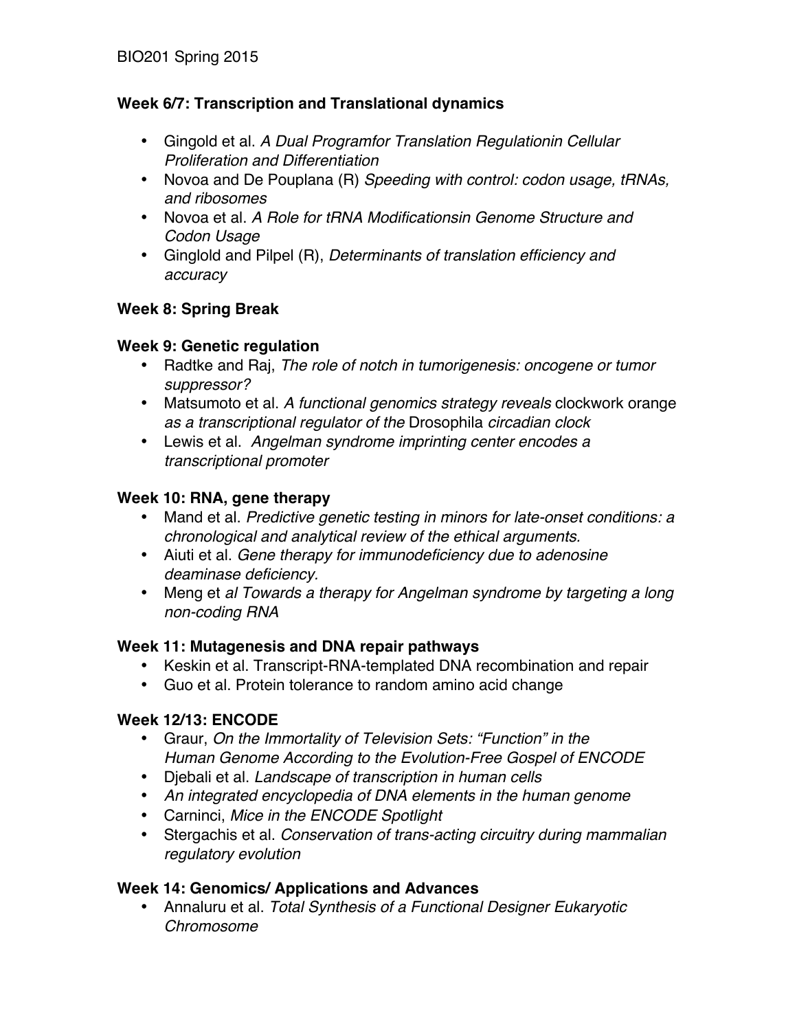### Week 6/7: Transcription and Translational dynamics

- Gingold et al. *A Dual Programfor Translation Regulationin Cellular Proliferation and Differentiation*
- Novoa and De Pouplana (R) *Speeding with control: codon usage, tRNAs, and ribosomes*
- Novoa et al. *A Role for tRNA Modificationsin Genome Structure and Codon Usage*
- Ginglold and Pilpel (R), *Determinants of translation efficiency and accuracy*

### Week 8: Spring Break

### Week 9: Genetic regulation

- Radtke and Raj, *The role of notch in tumorigenesis: oncogene or tumor suppressor?*
- Matsumoto et al. *A functional genomics strategy reveals* clockwork orange *as a transcriptional regulator of the* Drosophila *circadian clock*
- Lewis et al. *Angelman syndrome imprinting center encodes a transcriptional promoter*

### Week 10: RNA, gene therapy

- Mand et al. *Predictive genetic testing in minors for late-onset conditions: a chronological and analytical review of the ethical arguments.*
- Aiuti et al. *Gene therapy for immunodeficiency due to adenosine deaminase deficiency*.
- Meng et *al Towards a therapy for Angelman syndrome by targeting a long non-coding RNA*

### Week 11: Mutagenesis and DNA repair pathways

- Keskin et al. Transcript-RNA-templated DNA recombination and repair
- Guo et al. Protein tolerance to random amino acid change

### Week 12/13: ENCODE

- Graur, *On the Immortality of Television Sets: "Function" in the Human Genome According to the Evolution-Free Gospel of ENCODE*
- Djebali et al. *Landscape of transcription in human cells*
- *An integrated encyclopedia of DNA elements in the human genome*
- Carninci, *Mice in the ENCODE Spotlight*
- Stergachis et al. *Conservation of trans-acting circuitry during mammalian regulatory evolution*

### Week 14: Genomics/ Applications and Advances

- Annaluru et al. *Total Synthesis of a Functional Designer Eukaryotic Chromosome*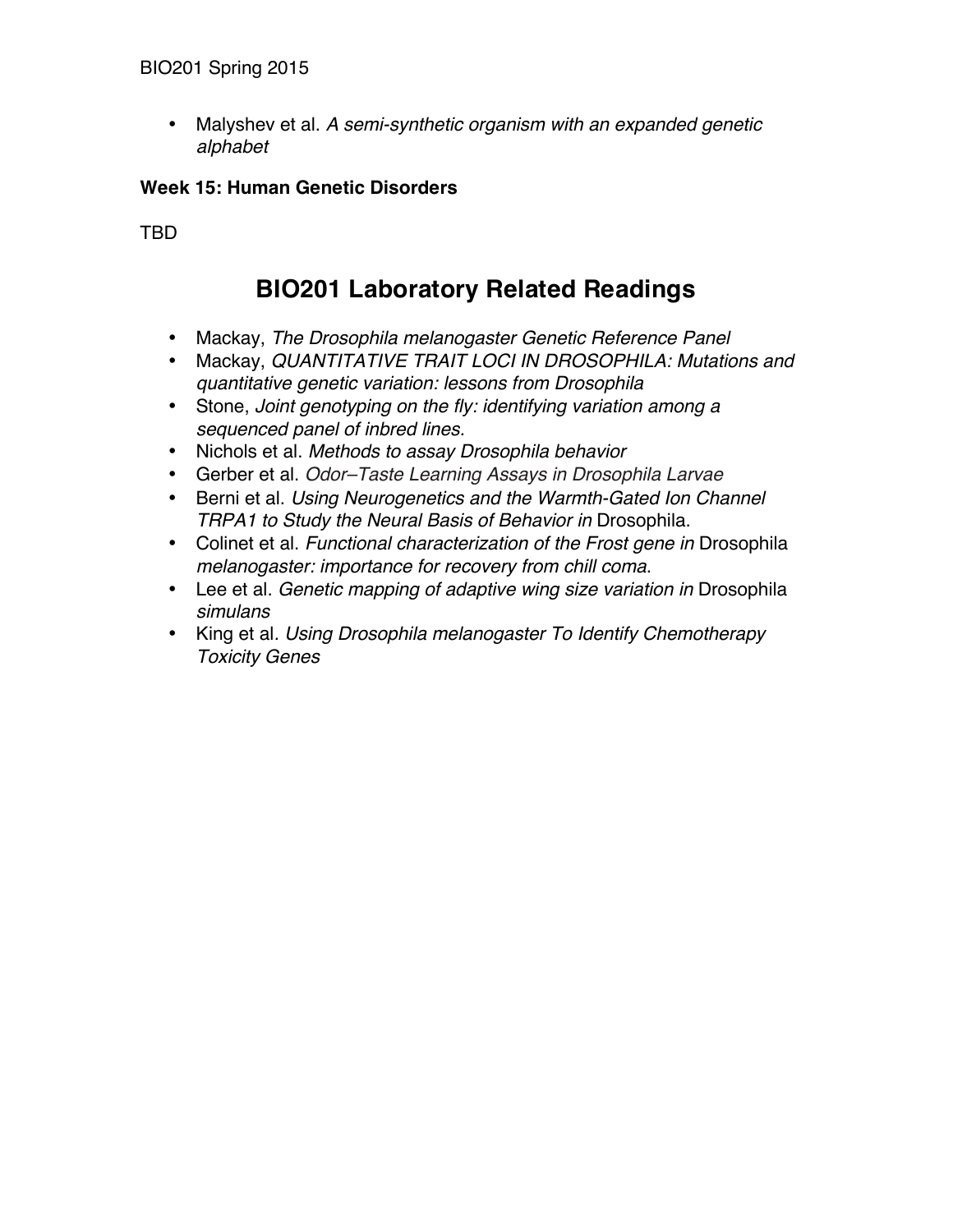- Malyshev et al. *A semi-synthetic organism with an expanded genetic alphabet*

**Week 15: Human Genetic Disorders**

TBD

## BIO201 Laboratory Related Readings

- Mackay, *The Drosophila melanogaster Genetic Reference Panel*
- Mackay, *QUANTITATIVE TRAIT LOCI IN DROSOPHILA: Mutations and quantitative genetic variation: lessons from Drosophila*
- Stone, *Joint genotyping on the fly: identifying variation among a sequenced panel of inbred lines.*
- Nichols et al. *Methods to assay Drosophila behavior*
- Gerber et al. *Odor–Taste Learning Assays in Drosophila Larvae*
- Berni et al. *Using Neurogenetics and the Warmth-Gated Ion Channel TRPA1 to Study the Neural Basis of Behavior in* Drosophila.
- Colinet et al. *Functional characterization of the Frost gene in* Drosophila *melanogaster: importance for recovery from chill coma*.
- Lee et al. *Genetic mapping of adaptive wing size variation in* Drosophila *simulans*
- King et al. *Using Drosophila melanogaster To Identify Chemotherapy Toxicity Genes*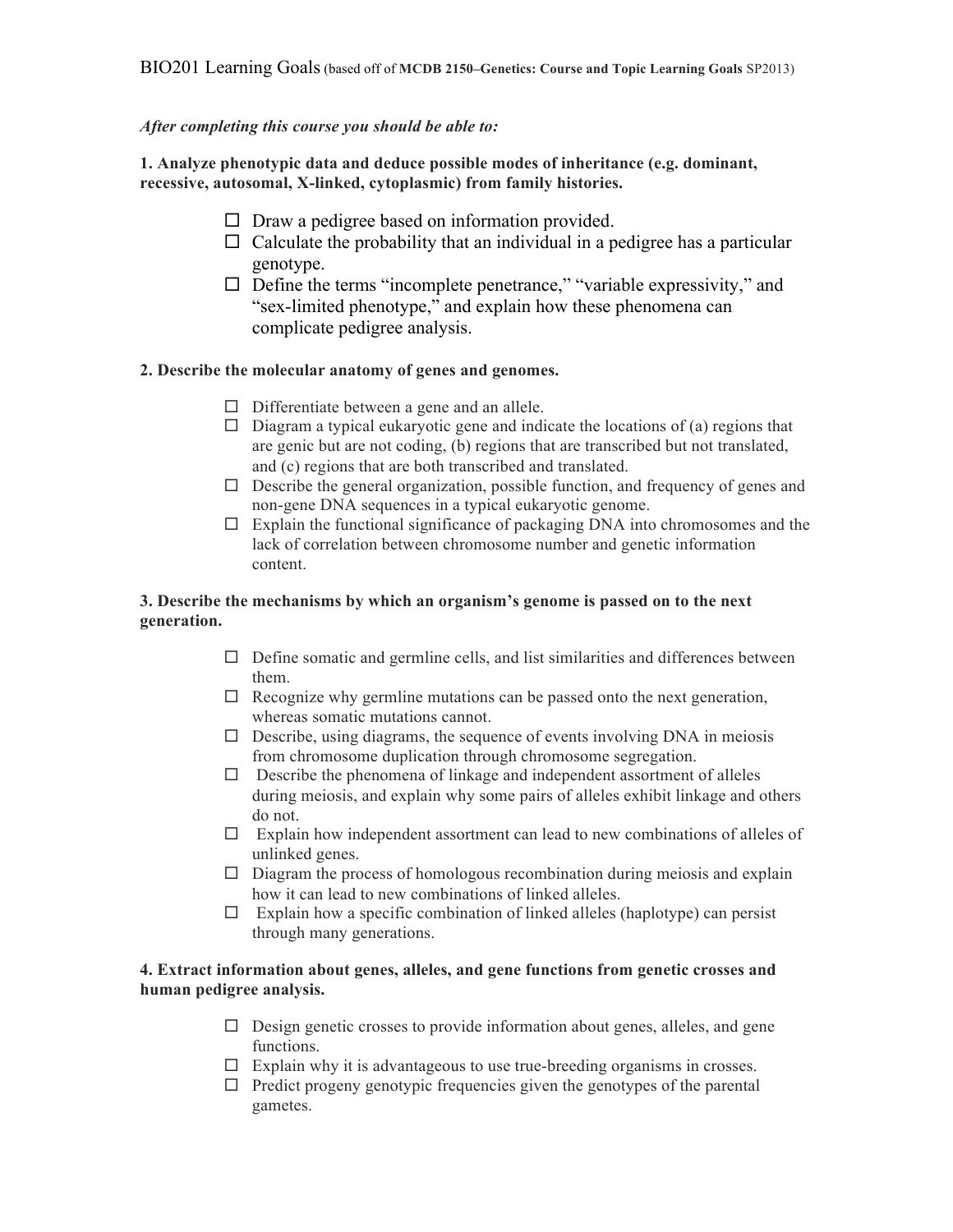BIO201 Learning Goals (based off of **MCDB 2150–Genetics: Course and Topic Learning Goals** SP2013)

***After completing this course you should be able to:***

**1. Analyze phenotypic data and deduce possible modes of inheritance (e.g. dominant, recessive, autosomal, X-linked, cytoplasmic) from family histories.**

- ☐ Draw a pedigree based on information provided.
- ☐ Calculate the probability that an individual in a pedigree has a particular genotype.
- ☐ Define the terms "incomplete penetrance," "variable expressivity," and "sex-limited phenotype," and explain how these phenomena can complicate pedigree analysis.

**2. Describe the molecular anatomy of genes and genomes.**

- ☐ Differentiate between a gene and an allele.
- ☐ Diagram a typical eukaryotic gene and indicate the locations of (a) regions that are genic but are not coding, (b) regions that are transcribed but not translated, and (c) regions that are both transcribed and translated.
- ☐ Describe the general organization, possible function, and frequency of genes and non-gene DNA sequences in a typical eukaryotic genome.
- ☐ Explain the functional significance of packaging DNA into chromosomes and the lack of correlation between chromosome number and genetic information content.

**3. Describe the mechanisms by which an organism's genome is passed on to the next generation.**

- ☐ Define somatic and germline cells, and list similarities and differences between them.
- ☐ Recognize why germline mutations can be passed onto the next generation, whereas somatic mutations cannot.
- ☐ Describe, using diagrams, the sequence of events involving DNA in meiosis from chromosome duplication through chromosome segregation.
- ☐ Describe the phenomena of linkage and independent assortment of alleles during meiosis, and explain why some pairs of alleles exhibit linkage and others do not.
- ☐ Explain how independent assortment can lead to new combinations of alleles of unlinked genes.
- ☐ Diagram the process of homologous recombination during meiosis and explain how it can lead to new combinations of linked alleles.
- ☐ Explain how a specific combination of linked alleles (haplotype) can persist through many generations.

**4. Extract information about genes, alleles, and gene functions from genetic crosses and human pedigree analysis.**

- ☐ Design genetic crosses to provide information about genes, alleles, and gene functions.
- ☐ Explain why it is advantageous to use true-breeding organisms in crosses.
- ☐ Predict progeny genotypic frequencies given the genotypes of the parental gametes.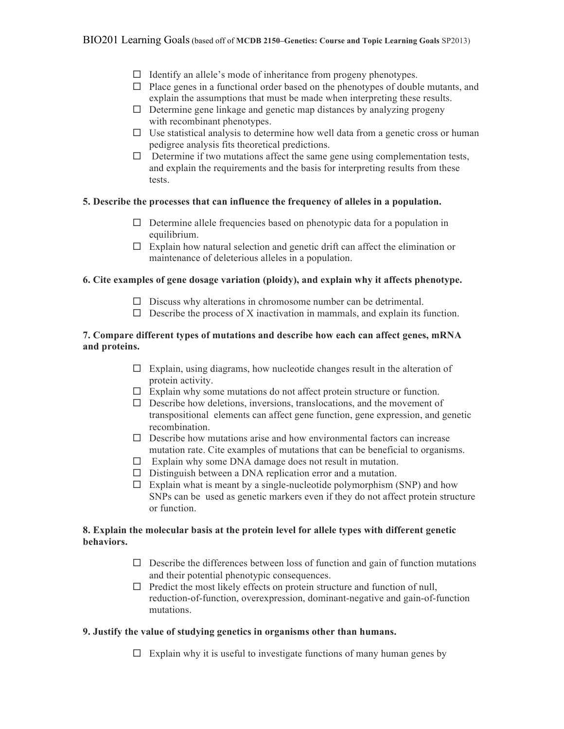- ☐ Identify an allele's mode of inheritance from progeny phenotypes.
- ☐ Place genes in a functional order based on the phenotypes of double mutants, and explain the assumptions that must be made when interpreting these results.
- ☐ Determine gene linkage and genetic map distances by analyzing progeny with recombinant phenotypes.
- ☐ Use statistical analysis to determine how well data from a genetic cross or human pedigree analysis fits theoretical predictions.
- ☐ Determine if two mutations affect the same gene using complementation tests, and explain the requirements and the basis for interpreting results from these tests.

**5. Describe the processes that can influence the frequency of alleles in a population.**

- ☐ Determine allele frequencies based on phenotypic data for a population in equilibrium.
- ☐ Explain how natural selection and genetic drift can affect the elimination or maintenance of deleterious alleles in a population.

**6. Cite examples of gene dosage variation (ploidy), and explain why it affects phenotype.**

- ☐ Discuss why alterations in chromosome number can be detrimental.
- ☐ Describe the process of X inactivation in mammals, and explain its function.

**7. Compare different types of mutations and describe how each can affect genes, mRNA and proteins.**

- ☐ Explain, using diagrams, how nucleotide changes result in the alteration of protein activity.
- ☐ Explain why some mutations do not affect protein structure or function.
- ☐ Describe how deletions, inversions, translocations, and the movement of transpositional elements can affect gene function, gene expression, and genetic recombination.
- ☐ Describe how mutations arise and how environmental factors can increase mutation rate. Cite examples of mutations that can be beneficial to organisms.
- ☐ Explain why some DNA damage does not result in mutation.
- ☐ Distinguish between a DNA replication error and a mutation.
- ☐ Explain what is meant by a single-nucleotide polymorphism (SNP) and how SNPs can be used as genetic markers even if they do not affect protein structure or function.

**8. Explain the molecular basis at the protein level for allele types with different genetic behaviors.**

- ☐ Describe the differences between loss of function and gain of function mutations and their potential phenotypic consequences.
- ☐ Predict the most likely effects on protein structure and function of null, reduction-of-function, overexpression, dominant-negative and gain-of-function mutations.

**9. Justify the value of studying genetics in organisms other than humans.**

- ☐ Explain why it is useful to investigate functions of many human genes by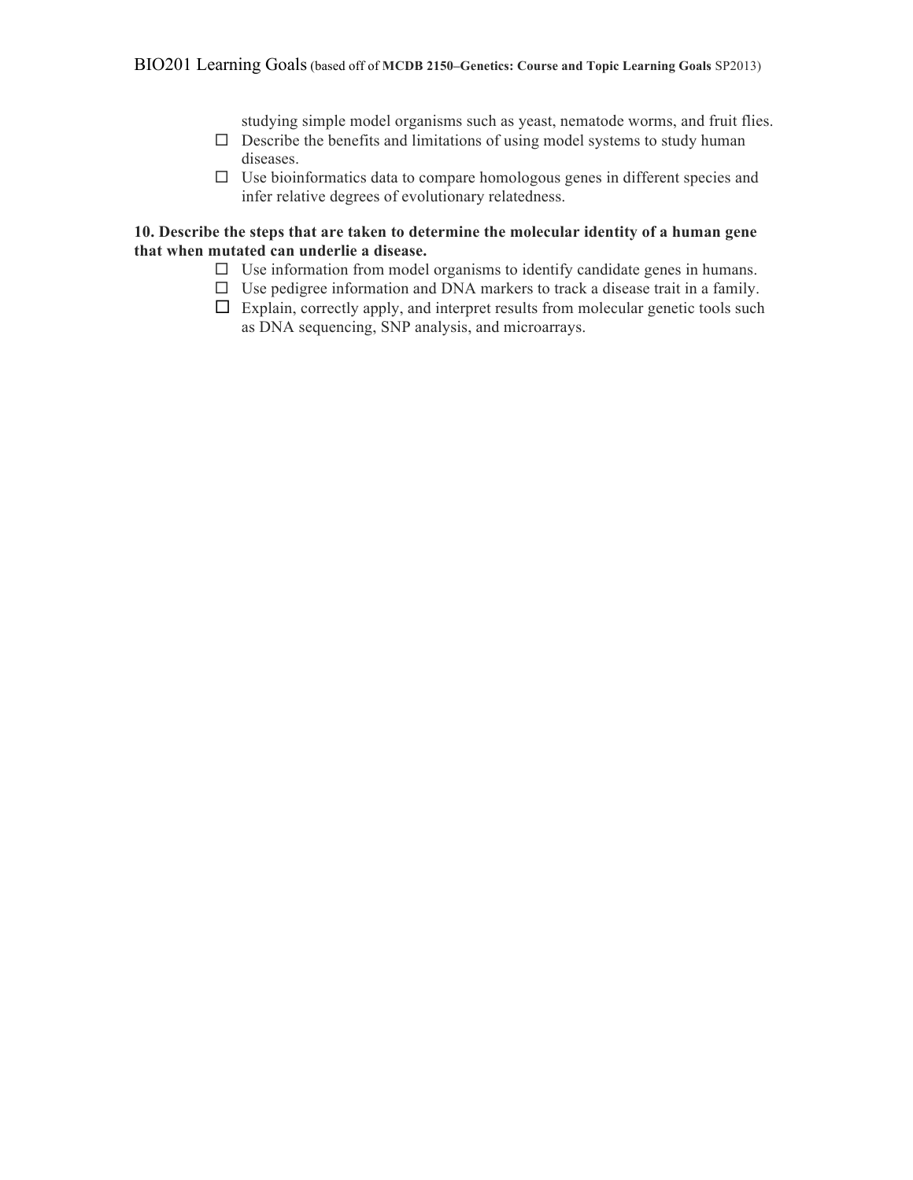studying simple model organisms such as yeast, nematode worms, and fruit flies.

- ☐ Describe the benefits and limitations of using model systems to study human diseases.
- ☐ Use bioinformatics data to compare homologous genes in different species and infer relative degrees of evolutionary relatedness.

**10. Describe the steps that are taken to determine the molecular identity of a human gene that when mutated can underlie a disease.**

- ☐ Use information from model organisms to identify candidate genes in humans.
- ☐ Use pedigree information and DNA markers to track a disease trait in a family.
- ☐ Explain, correctly apply, and interpret results from molecular genetic tools such as DNA sequencing, SNP analysis, and microarrays.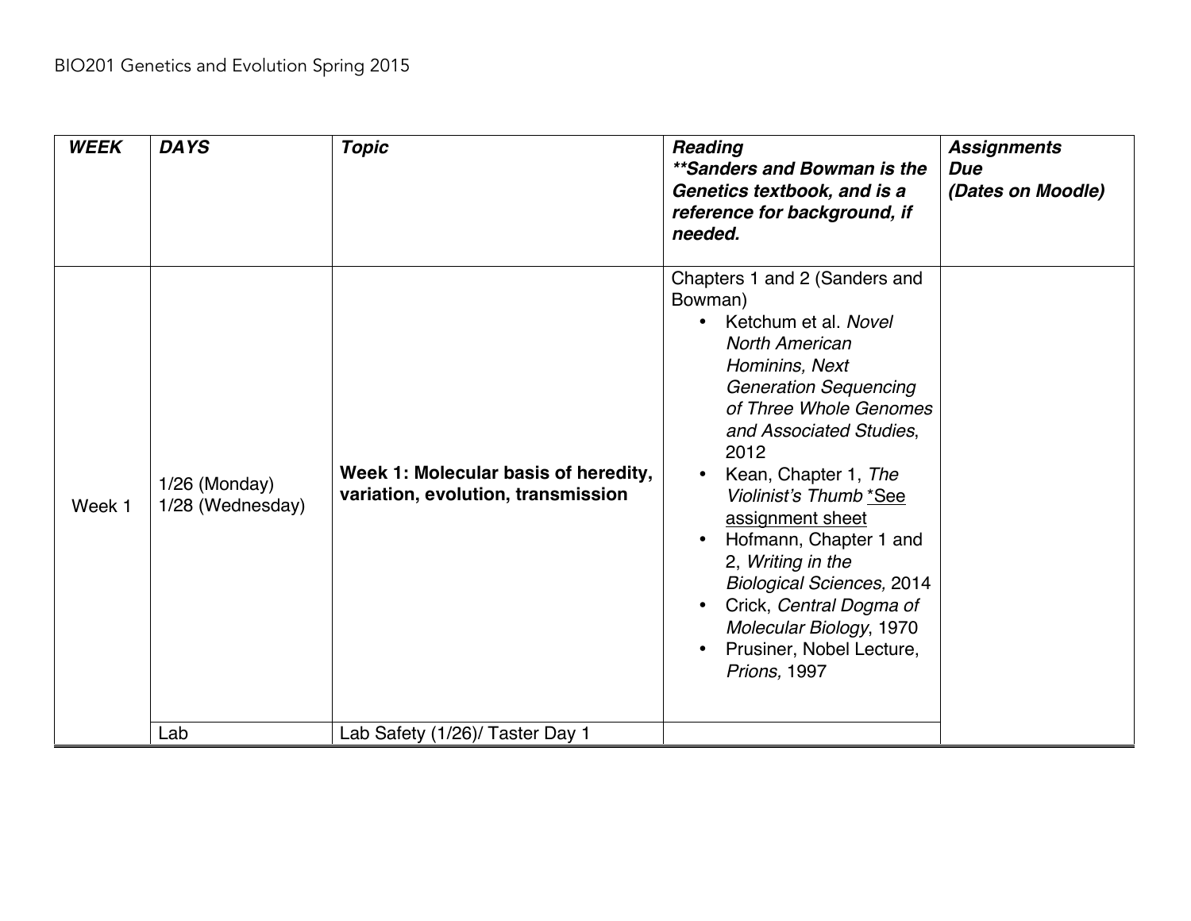BIO201 Genetics and Evolution Spring 2015

| ***WEEK*** | ***DAYS*** | ***Topic*** | ***Reading*** ***\*\*Sanders and Bowman is the Genetics textbook, and is a reference for background, if needed.*** | ***Assignments Due (Dates on Moodle)*** |
|---|---|---|---|---|
| Week 1 | 1/26 (Monday)<br>1/28 (Wednesday) | **Week 1: Molecular basis of heredity, variation, evolution, transmission** | Chapters 1 and 2 (Sanders and Bowman)<br>• Ketchum et al. *Novel North American Hominins, Next Generation Sequencing of Three Whole Genomes and Associated Studies*, 2012<br>• Kean, Chapter 1, *The Violinist's Thumb* *See assignment sheet<br>• Hofmann, Chapter 1 and 2, *Writing in the Biological Sciences,* 2014<br>• Crick, *Central Dogma of Molecular Biology*, 1970<br>• Prusiner, Nobel Lecture, *Prions,* 1997 | |
| | Lab | Lab Safety (1/26)/ Taster Day 1 | | |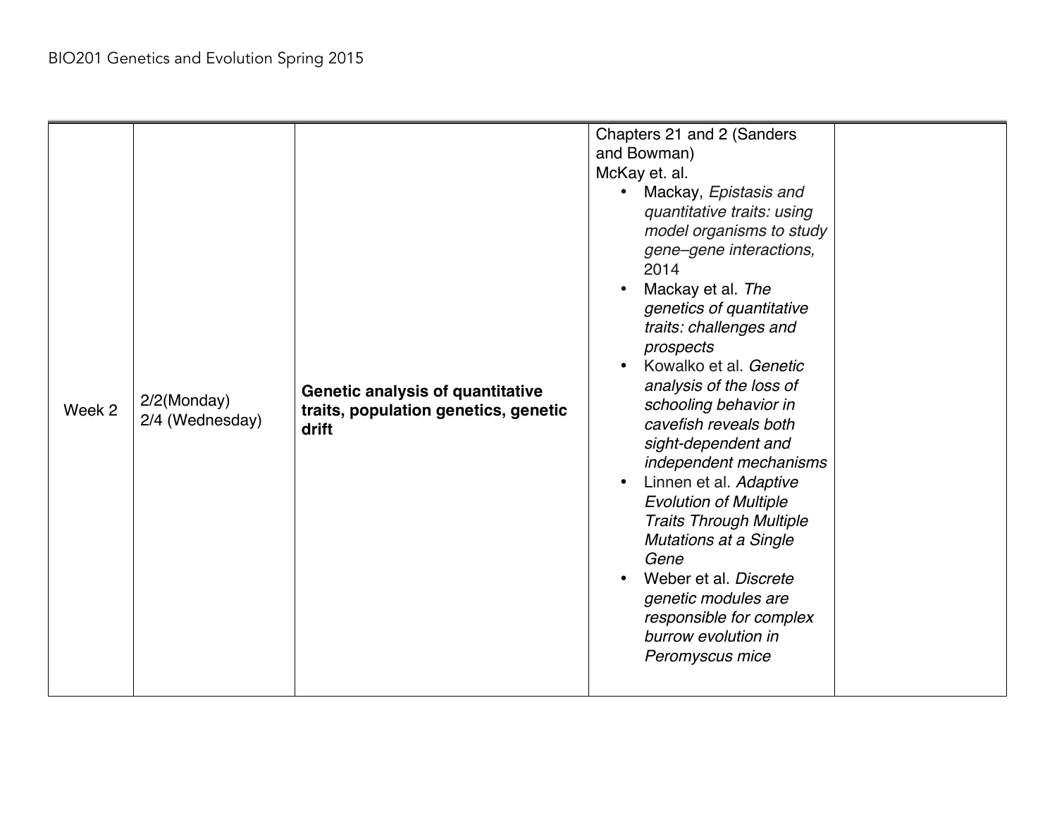| | | | | |
|---|---|---|---|---|
| Week 2 | 2/2(Monday)<br>2/4 (Wednesday) | **Genetic analysis of quantitative traits, population genetics, genetic drift** | Chapters 21 and 2 (Sanders and Bowman)<br>McKay et. al.<br>• Mackay, *Epistasis and quantitative traits: using model organisms to study gene–gene interactions,* 2014<br>• Mackay et al. *The genetics of quantitative traits: challenges and prospects*<br>• Kowalko et al. *Genetic analysis of the loss of schooling behavior in cavefish reveals both sight-dependent and independent mechanisms*<br>• Linnen et al. *Adaptive Evolution of Multiple Traits Through Multiple Mutations at a Single Gene*<br>• Weber et al. *Discrete genetic modules are responsible for complex burrow evolution in Peromyscus mice* | |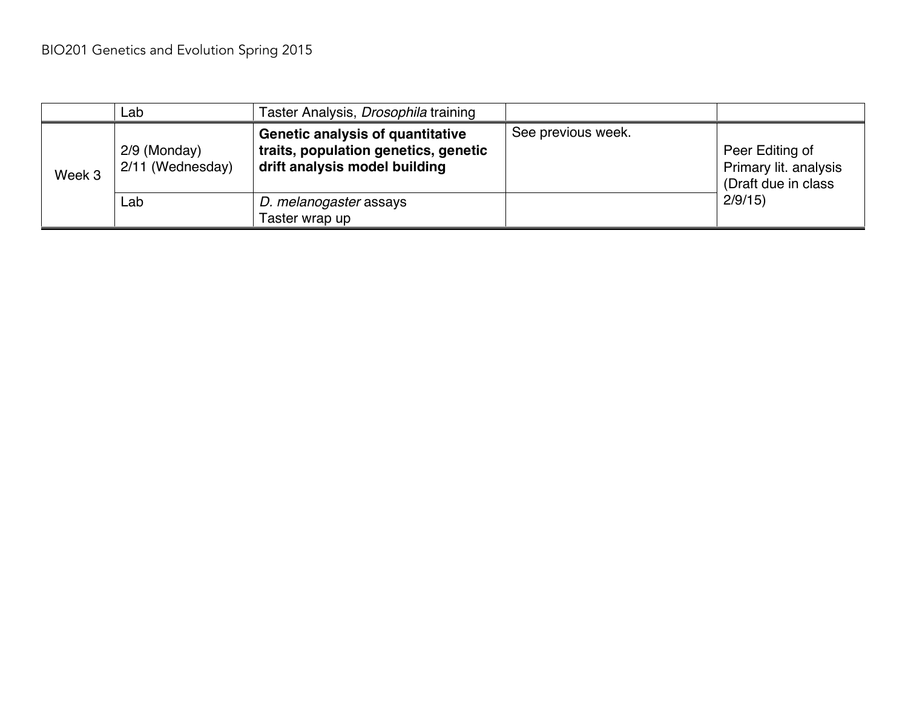| | | | | |
|---|---|---|---|---|
| | Lab | Taster Analysis, *Drosophila* training | | |
| Week 3 | 2/9 (Monday)<br>2/11 (Wednesday) | **Genetic analysis of quantitative traits, population genetics, genetic drift analysis model building** | See previous week. | Peer Editing of Primary lit. analysis (Draft due in class 2/9/15) |
| | Lab | *D. melanogaster* assays<br>Taster wrap up | | |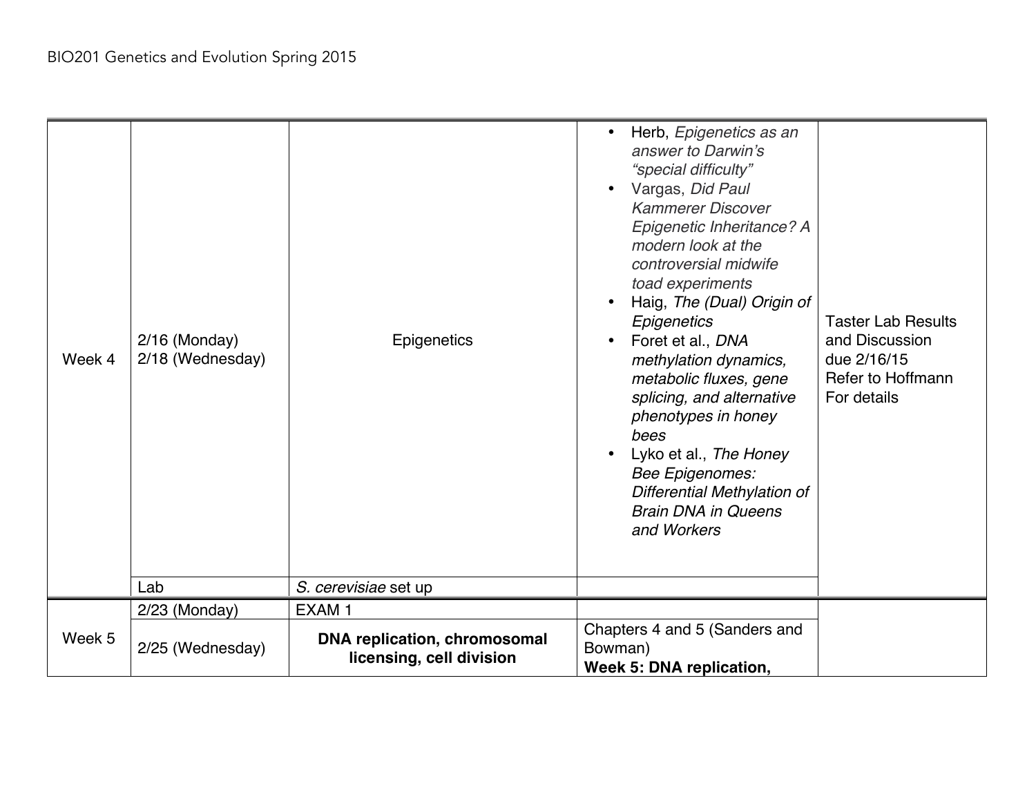| | | | | |
|---|---|---|---|---|
| Week 4 | 2/16 (Monday)<br>2/18 (Wednesday) | Epigenetics | • Herb, *Epigenetics as an answer to Darwin's "special difficulty"*<br>• Vargas, *Did Paul Kammerer Discover Epigenetic Inheritance? A modern look at the controversial midwife toad experiments*<br>• Haig, *The (Dual) Origin of Epigenetics*<br>• Foret et al., *DNA methylation dynamics, metabolic fluxes, gene splicing, and alternative phenotypes in honey bees*<br>• Lyko et al., *The Honey Bee Epigenomes: Differential Methylation of Brain DNA in Queens and Workers* | Taster Lab Results and Discussion due 2/16/15<br>Refer to Hoffmann For details |
| | Lab | *S. cerevisiae* set up | | |
| Week 5 | 2/23 (Monday) | EXAM 1 | | |
| | 2/25 (Wednesday) | **DNA replication, chromosomal licensing, cell division** | Chapters 4 and 5 (Sanders and Bowman)<br>**Week 5: DNA replication,** | |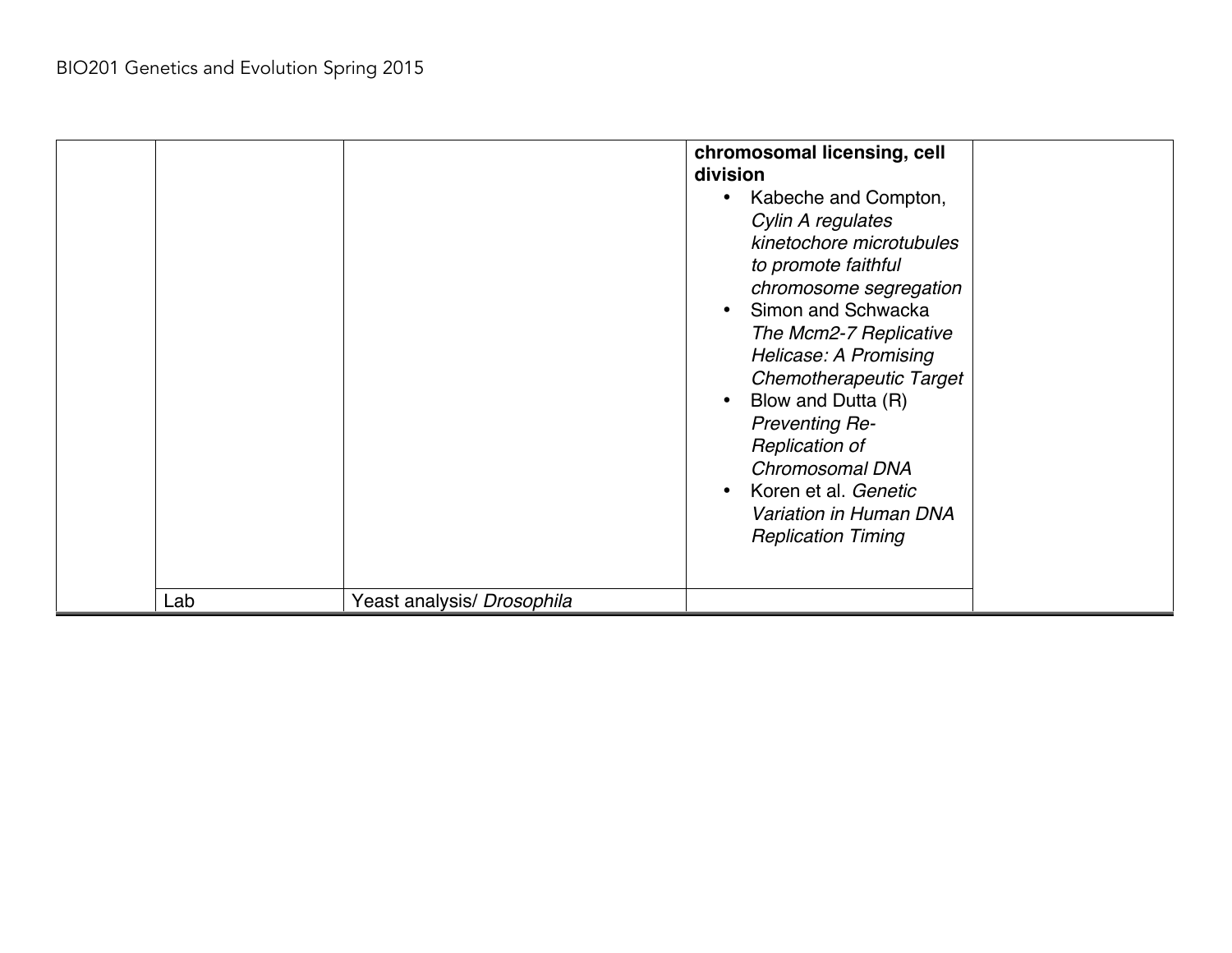| | | | | |
|---|---|---|---|---|
| | | | **chromosomal licensing, cell division**<br>• Kabeche and Compton, *Cylin A regulates kinetochore microtubules to promote faithful chromosome segregation*<br>• Simon and Schwacka *The Mcm2-7 Replicative Helicase: A Promising Chemotherapeutic Target*<br>• Blow and Dutta (R) *Preventing Re-Replication of Chromosomal DNA*<br>• Koren et al. *Genetic Variation in Human DNA Replication Timing* | |
| | Lab | Yeast analysis/ *Drosophila* | | |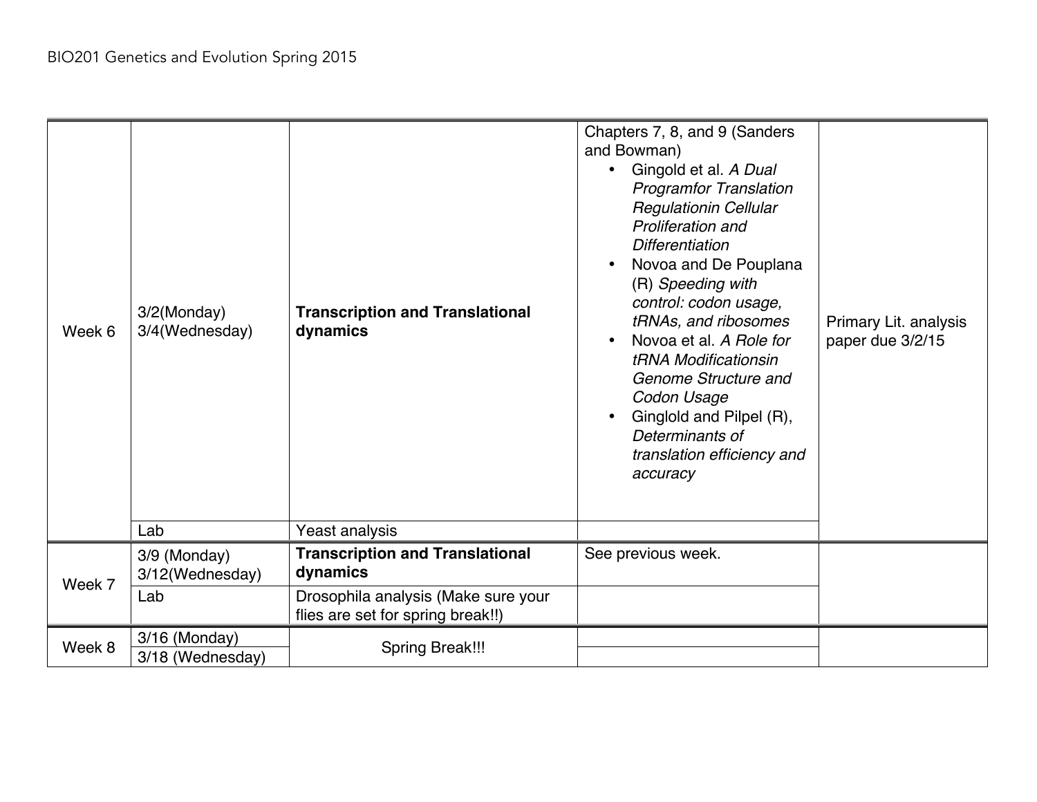| | | | | |
|---|---|---|---|---|
| Week 6 | 3/2(Monday)<br>3/4(Wednesday) | **Transcription and Translational dynamics** | Chapters 7, 8, and 9 (Sanders and Bowman)<br>• Gingold et al. *A Dual Programfor Translation Regulationin Cellular Proliferation and Differentiation*<br>• Novoa and De Pouplana (R) *Speeding with control: codon usage, tRNAs, and ribosomes*<br>• Novoa et al. *A Role for tRNA Modificationsin Genome Structure and Codon Usage*<br>• Ginglold and Pilpel (R), *Determinants of translation efficiency and accuracy* | Primary Lit. analysis paper due 3/2/15 |
| | Lab | Yeast analysis | | |
| Week 7 | 3/9 (Monday)<br>3/12(Wednesday) | **Transcription and Translational dynamics** | See previous week. | |
| | Lab | Drosophila analysis (Make sure your flies are set for spring break!!) | | |
| Week 8 | 3/16 (Monday)<br>3/18 (Wednesday) | Spring Break!!! | | |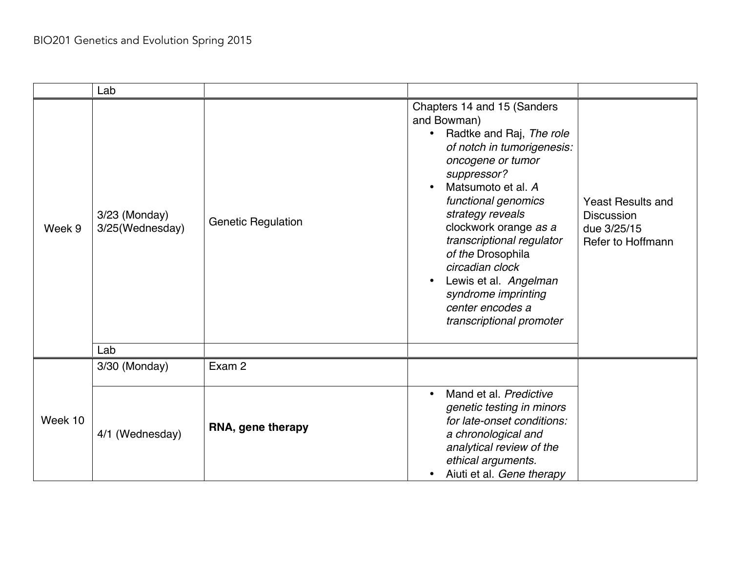BIO201 Genetics and Evolution Spring 2015

| | | | | |
|---|---|---|---|---|
| | Lab | | | |
| Week 9 | 3/23 (Monday) 3/25(Wednesday) | Genetic Regulation | Chapters 14 and 15 (Sanders and Bowman)<br>• Radtke and Raj, *The role of notch in tumorigenesis: oncogene or tumor suppressor?*<br>• Matsumoto et al. *A functional genomics strategy reveals* clockwork orange *as a transcriptional regulator of the* Drosophila *circadian clock*<br>• Lewis et al. *Angelman syndrome imprinting center encodes a transcriptional promoter* | Yeast Results and Discussion due 3/25/15 Refer to Hoffmann |
| | Lab | | | |
| Week 10 | 3/30 (Monday) | Exam 2 | | |
| | 4/1 (Wednesday) | **RNA, gene therapy** | • Mand et al. *Predictive genetic testing in minors for late-onset conditions: a chronological and analytical review of the ethical arguments.*<br>• Aiuti et al. *Gene therapy* | |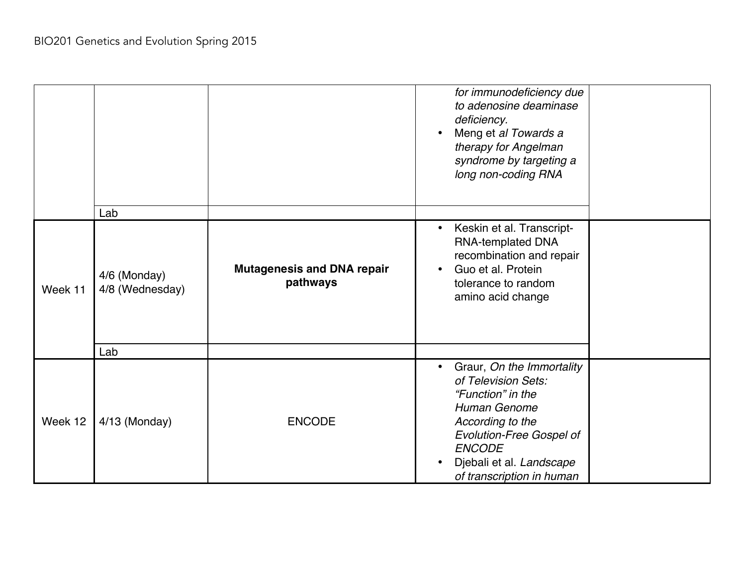| | | | | |
|---|---|---|---|---|
| | | | *for immunodeficiency due to adenosine deaminase deficiency.*<br>• Meng et *al Towards a therapy for Angelman syndrome by targeting a long non-coding RNA* | |
| | Lab | | | |
| Week 11 | 4/6 (Monday)<br>4/8 (Wednesday) | **Mutagenesis and DNA repair pathways** | • Keskin et al. Transcript-RNA-templated DNA recombination and repair<br>• Guo et al. Protein tolerance to random amino acid change | |
| | Lab | | | |
| Week 12 | 4/13 (Monday) | ENCODE | • Graur, *On the Immortality of Television Sets: "Function" in the Human Genome According to the Evolution-Free Gospel of ENCODE*<br>• Djebali et al. *Landscape of transcription in human* | |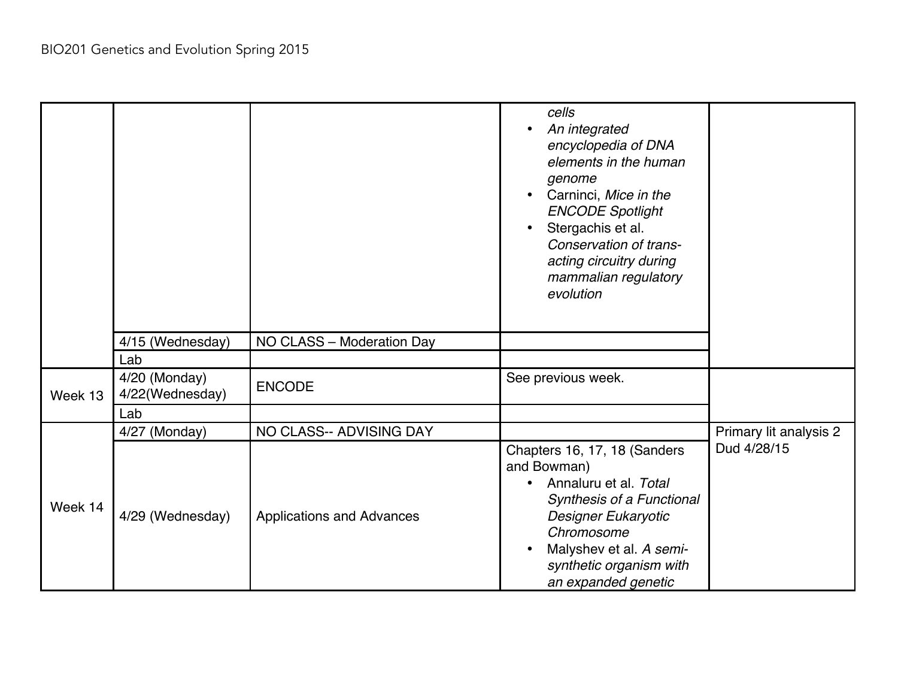| | | | | |
|---|---|---|---|---|
| | | | *cells*<br>• *An integrated encyclopedia of DNA elements in the human genome*<br>• Carninci, *Mice in the ENCODE Spotlight*<br>• Stergachis et al. *Conservation of trans-acting circuitry during mammalian regulatory evolution* | |
| | 4/15 (Wednesday) | NO CLASS – Moderation Day | | |
| | Lab | | | |
| Week 13 | 4/20 (Monday)<br>4/22(Wednesday) | ENCODE | See previous week. | |
| | Lab | | | |
| Week 14 | 4/27 (Monday) | NO CLASS-- ADVISING DAY | | Primary lit analysis 2 Dud 4/28/15 |
| | 4/29 (Wednesday) | Applications and Advances | Chapters 16, 17, 18 (Sanders and Bowman)<br>• Annaluru et al. *Total Synthesis of a Functional Designer Eukaryotic Chromosome*<br>• Malyshev et al. *A semi-synthetic organism with an expanded genetic* | |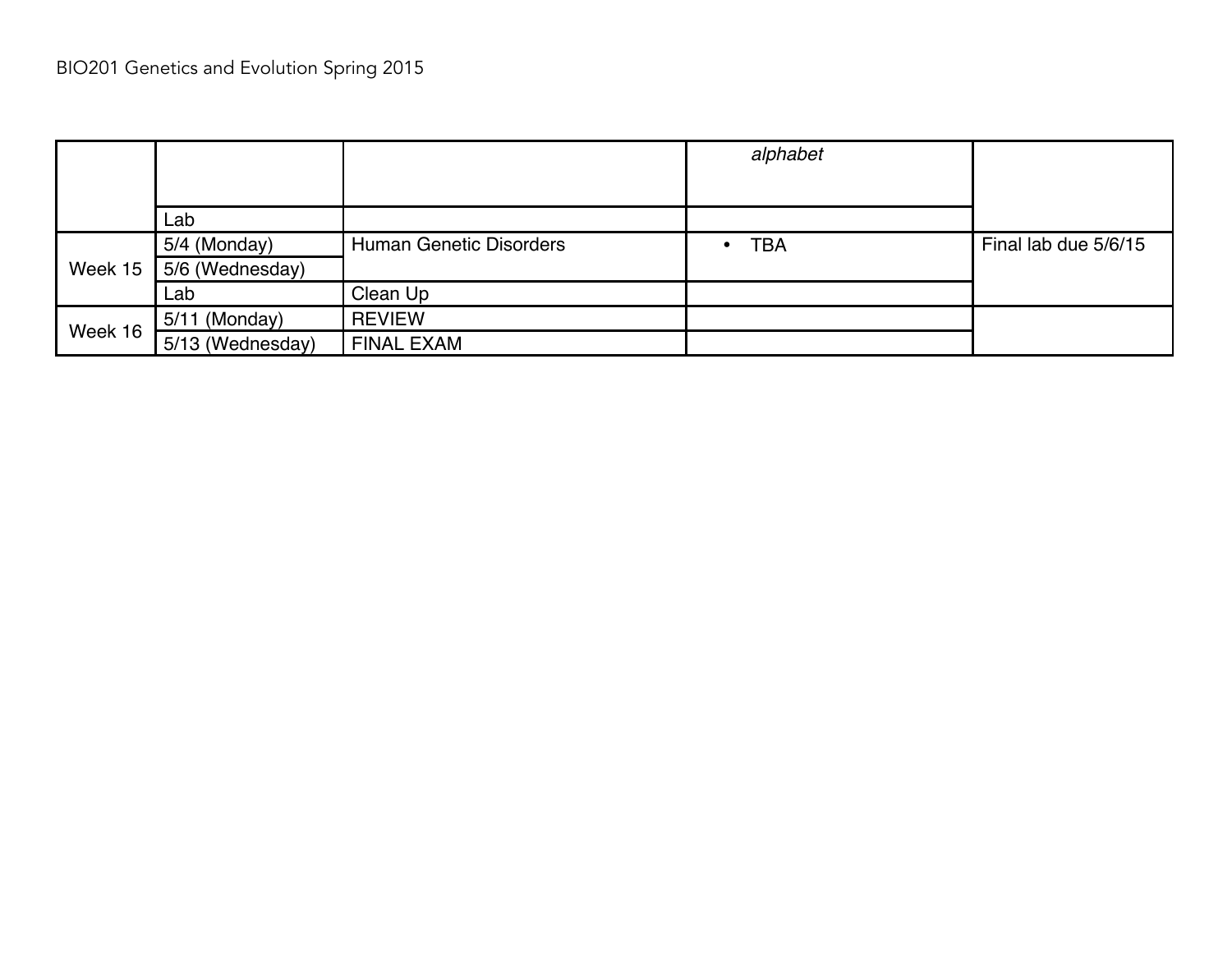| | | | | |
|---|---|---|---|---|
| | | | *alphabet* | |
| | Lab | | | |
| Week 15 | 5/4 (Monday) | Human Genetic Disorders | • TBA | Final lab due 5/6/15 |
| | 5/6 (Wednesday) | | | |
| | Lab | Clean Up | | |
| Week 16 | 5/11 (Monday) | REVIEW | | |
| | 5/13 (Wednesday) | FINAL EXAM | | |